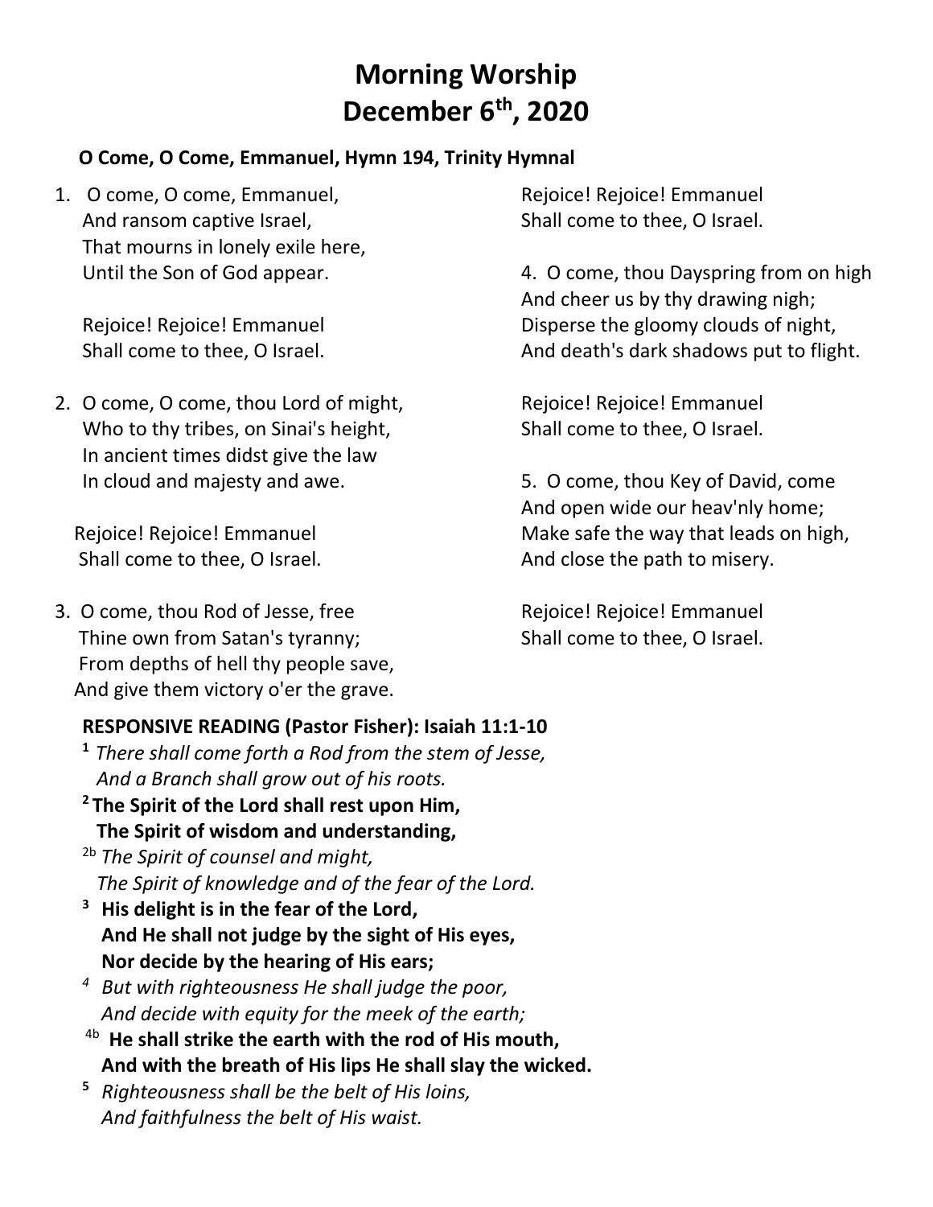# Morning Worship
## December 6th, 2020

**O Come, O Come, Emmanuel, Hymn 194, Trinity Hymnal**

1. O come, O come, Emmanuel,
And ransom captive Israel,
That mourns in lonely exile here,
Until the Son of God appear.

Rejoice! Rejoice! Emmanuel
Shall come to thee, O Israel.

2. O come, O come, thou Lord of might,
Who to thy tribes, on Sinai's height,
In ancient times didst give the law
In cloud and majesty and awe.

Rejoice! Rejoice! Emmanuel
Shall come to thee, O Israel.

3. O come, thou Rod of Jesse, free
Thine own from Satan's tyranny;
From depths of hell thy people save,
And give them victory o'er the grave.

Rejoice! Rejoice! Emmanuel
Shall come to thee, O Israel.

4. O come, thou Dayspring from on high
And cheer us by thy drawing nigh;
Disperse the gloomy clouds of night,
And death's dark shadows put to flight.

Rejoice! Rejoice! Emmanuel
Shall come to thee, O Israel.

5. O come, thou Key of David, come
And open wide our heav'nly home;
Make safe the way that leads on high,
And close the path to misery.

Rejoice! Rejoice! Emmanuel
Shall come to thee, O Israel.

**RESPONSIVE READING (Pastor Fisher): Isaiah 11:1-10**

[1] *There shall come forth a Rod from the stem of Jesse,*
*And a Branch shall grow out of his roots.*

[2] **The Spirit of the Lord shall rest upon Him,**
**The Spirit of wisdom and understanding,**

[2b] *The Spirit of counsel and might,*
*The Spirit of knowledge and of the fear of the Lord.*

[3] **His delight is in the fear of the Lord,**
**And He shall not judge by the sight of His eyes,**
**Nor decide by the hearing of His ears;**

[4] *But with righteousness He shall judge the poor,*
*And decide with equity for the meek of the earth;*

[4b] **He shall strike the earth with the rod of His mouth,**
**And with the breath of His lips He shall slay the wicked.**

[5] *Righteousness shall be the belt of His loins,*
*And faithfulness the belt of His waist.*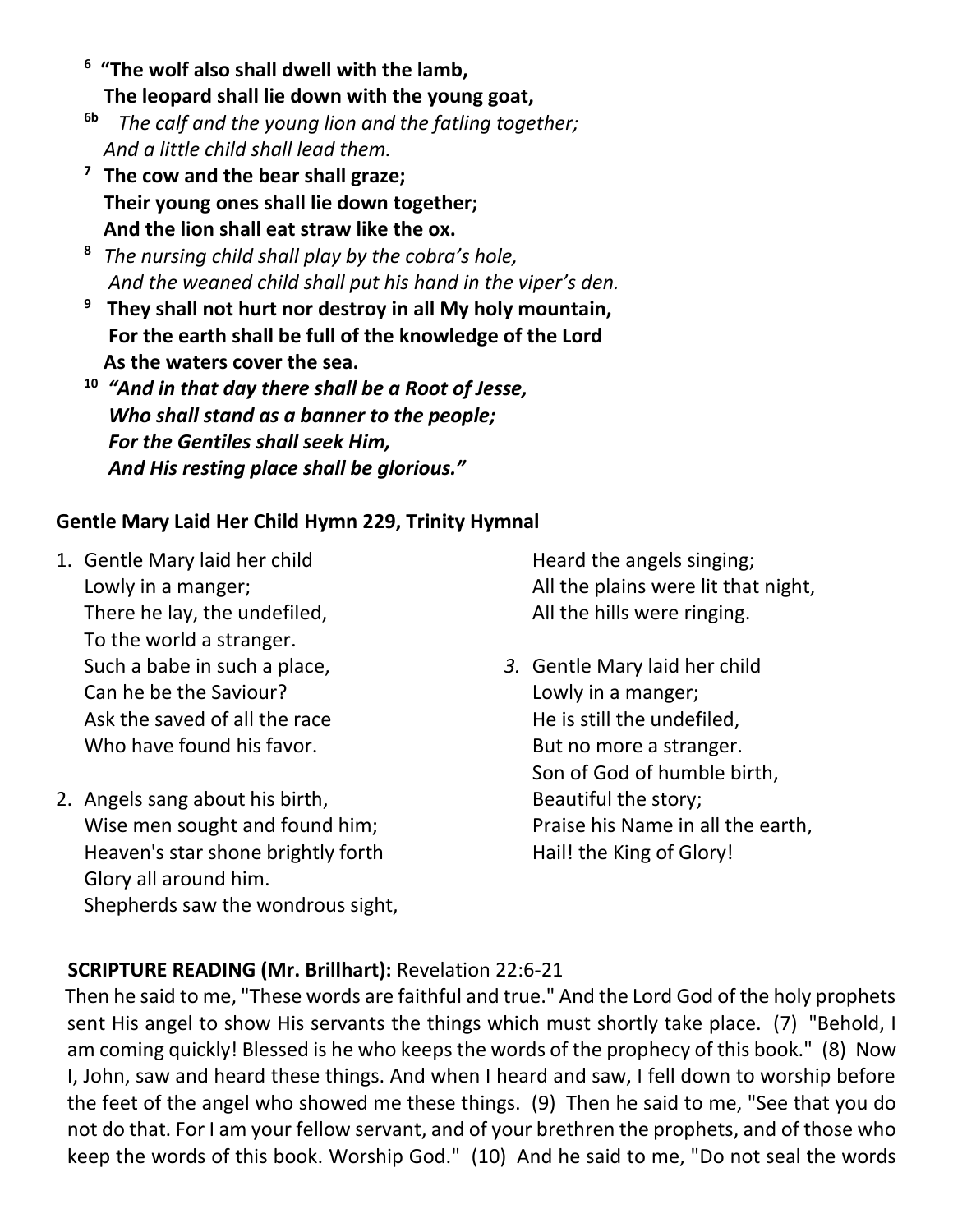[6] **"The wolf also shall dwell with the lamb,**
**The leopard shall lie down with the young goat,**

[6b] *The calf and the young lion and the fatling together;*
*And a little child shall lead them.*

[7] **The cow and the bear shall graze;**
**Their young ones shall lie down together;**
**And the lion shall eat straw like the ox.**

[8] *The nursing child shall play by the cobra's hole,*
*And the weaned child shall put his hand in the viper's den.*

[9] **They shall not hurt nor destroy in all My holy mountain,**
**For the earth shall be full of the knowledge of the Lord**
**As the waters cover the sea.**

[10] ***"And in that day there shall be a Root of Jesse,***
***Who shall stand as a banner to the people;***
***For the Gentiles shall seek Him,***
***And His resting place shall be glorious."***

**Gentle Mary Laid Her Child Hymn 229, Trinity Hymnal**

1. Gentle Mary laid her child
   Lowly in a manger;
   There he lay, the undefiled,
   To the world a stranger.
   Such a babe in such a place,
   Can he be the Saviour?
   Ask the saved of all the race
   Who have found his favor.

2. Angels sang about his birth,
   Wise men sought and found him;
   Heaven's star shone brightly forth
   Glory all around him.
   Shepherds saw the wondrous sight,
   Heard the angels singing;
   All the plains were lit that night,
   All the hills were ringing.

3. Gentle Mary laid her child
   Lowly in a manger;
   He is still the undefiled,
   But no more a stranger.
   Son of God of humble birth,
   Beautiful the story;
   Praise his Name in all the earth,
   Hail! the King of Glory!

**SCRIPTURE READING (Mr. Brillhart):** Revelation 22:6-21

Then he said to me, "These words are faithful and true." And the Lord God of the holy prophets sent His angel to show His servants the things which must shortly take place. (7) "Behold, I am coming quickly! Blessed is he who keeps the words of the prophecy of this book." (8) Now I, John, saw and heard these things. And when I heard and saw, I fell down to worship before the feet of the angel who showed me these things. (9) Then he said to me, "See that you do not do that. For I am your fellow servant, and of your brethren the prophets, and of those who keep the words of this book. Worship God." (10) And he said to me, "Do not seal the words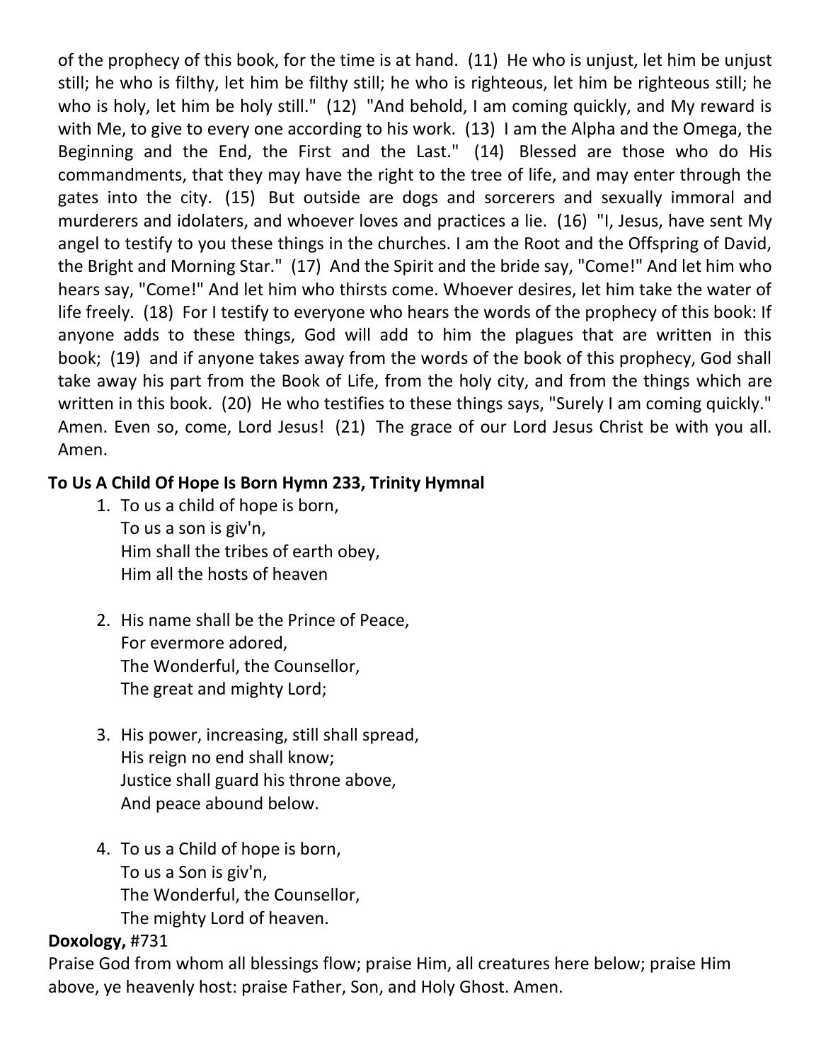of the prophecy of this book, for the time is at hand. (11) He who is unjust, let him be unjust still; he who is filthy, let him be filthy still; he who is righteous, let him be righteous still; he who is holy, let him be holy still." (12) "And behold, I am coming quickly, and My reward is with Me, to give to every one according to his work. (13) I am the Alpha and the Omega, the Beginning and the End, the First and the Last." (14) Blessed are those who do His commandments, that they may have the right to the tree of life, and may enter through the gates into the city. (15) But outside are dogs and sorcerers and sexually immoral and murderers and idolaters, and whoever loves and practices a lie. (16) "I, Jesus, have sent My angel to testify to you these things in the churches. I am the Root and the Offspring of David, the Bright and Morning Star." (17) And the Spirit and the bride say, "Come!" And let him who hears say, "Come!" And let him who thirsts come. Whoever desires, let him take the water of life freely. (18) For I testify to everyone who hears the words of the prophecy of this book: If anyone adds to these things, God will add to him the plagues that are written in this book; (19) and if anyone takes away from the words of the book of this prophecy, God shall take away his part from the Book of Life, from the holy city, and from the things which are written in this book. (20) He who testifies to these things says, "Surely I am coming quickly." Amen. Even so, come, Lord Jesus! (21) The grace of our Lord Jesus Christ be with you all. Amen.

**To Us A Child Of Hope Is Born Hymn 233, Trinity Hymnal**

1. To us a child of hope is born,  
   To us a son is giv'n,  
   Him shall the tribes of earth obey,  
   Him all the hosts of heaven

2. His name shall be the Prince of Peace,  
   For evermore adored,  
   The Wonderful, the Counsellor,  
   The great and mighty Lord;

3. His power, increasing, still shall spread,  
   His reign no end shall know;  
   Justice shall guard his throne above,  
   And peace abound below.

4. To us a Child of hope is born,  
   To us a Son is giv'n,  
   The Wonderful, the Counsellor,  
   The mighty Lord of heaven.

**Doxology,** #731

Praise God from whom all blessings flow; praise Him, all creatures here below; praise Him above, ye heavenly host: praise Father, Son, and Holy Ghost. Amen.